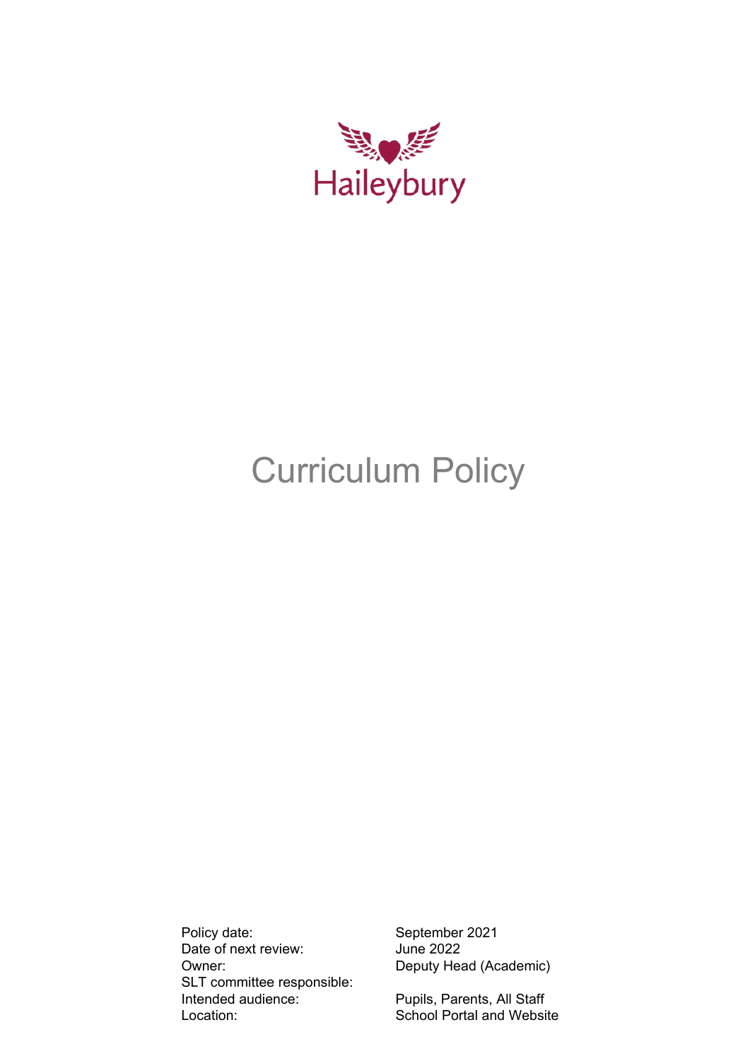Haileybury

# Curriculum Policy

| | |
|---|---|
| Policy date: | September 2021 |
| Date of next review: | June 2022 |
| Owner: | Deputy Head (Academic) |
| SLT committee responsible: | |
| Intended audience: | Pupils, Parents, All Staff |
| Location: | School Portal and Website |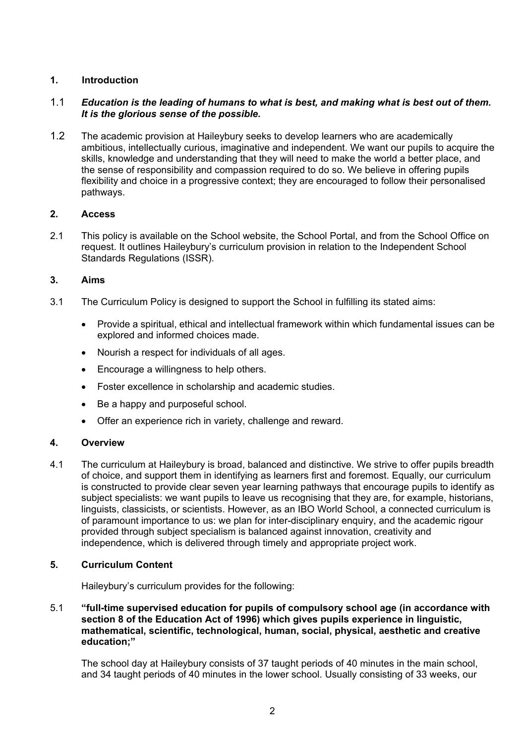## 1. Introduction

1.1 ***Education is the leading of humans to what is best, and making what is best out of them. It is the glorious sense of the possible.***

1.2 The academic provision at Haileybury seeks to develop learners who are academically ambitious, intellectually curious, imaginative and independent. We want our pupils to acquire the skills, knowledge and understanding that they will need to make the world a better place, and the sense of responsibility and compassion required to do so. We believe in offering pupils flexibility and choice in a progressive context; they are encouraged to follow their personalised pathways.

## 2. Access

2.1 This policy is available on the School website, the School Portal, and from the School Office on request. It outlines Haileybury's curriculum provision in relation to the Independent School Standards Regulations (ISSR).

## 3. Aims

3.1 The Curriculum Policy is designed to support the School in fulfilling its stated aims:

- Provide a spiritual, ethical and intellectual framework within which fundamental issues can be explored and informed choices made.
- Nourish a respect for individuals of all ages.
- Encourage a willingness to help others.
- Foster excellence in scholarship and academic studies.
- Be a happy and purposeful school.
- Offer an experience rich in variety, challenge and reward.

## 4. Overview

4.1 The curriculum at Haileybury is broad, balanced and distinctive. We strive to offer pupils breadth of choice, and support them in identifying as learners first and foremost. Equally, our curriculum is constructed to provide clear seven year learning pathways that encourage pupils to identify as subject specialists: we want pupils to leave us recognising that they are, for example, historians, linguists, classicists, or scientists. However, as an IBO World School, a connected curriculum is of paramount importance to us: we plan for inter-disciplinary enquiry, and the academic rigour provided through subject specialism is balanced against innovation, creativity and independence, which is delivered through timely and appropriate project work.

## 5. Curriculum Content

Haileybury's curriculum provides for the following:

5.1 **"full-time supervised education for pupils of compulsory school age (in accordance with section 8 of the Education Act of 1996) which gives pupils experience in linguistic, mathematical, scientific, technological, human, social, physical, aesthetic and creative education;"**

The school day at Haileybury consists of 37 taught periods of 40 minutes in the main school, and 34 taught periods of 40 minutes in the lower school. Usually consisting of 33 weeks, our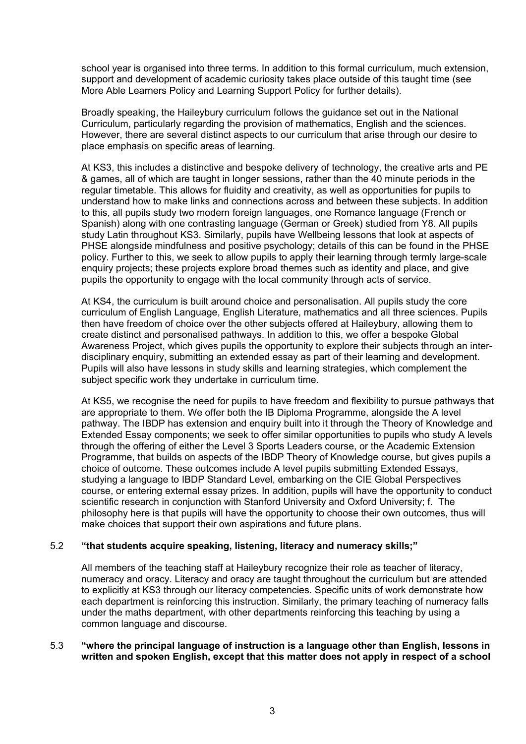school year is organised into three terms. In addition to this formal curriculum, much extension, support and development of academic curiosity takes place outside of this taught time (see More Able Learners Policy and Learning Support Policy for further details).

Broadly speaking, the Haileybury curriculum follows the guidance set out in the National Curriculum, particularly regarding the provision of mathematics, English and the sciences. However, there are several distinct aspects to our curriculum that arise through our desire to place emphasis on specific areas of learning.

At KS3, this includes a distinctive and bespoke delivery of technology, the creative arts and PE & games, all of which are taught in longer sessions, rather than the 40 minute periods in the regular timetable. This allows for fluidity and creativity, as well as opportunities for pupils to understand how to make links and connections across and between these subjects. In addition to this, all pupils study two modern foreign languages, one Romance language (French or Spanish) along with one contrasting language (German or Greek) studied from Y8. All pupils study Latin throughout KS3. Similarly, pupils have Wellbeing lessons that look at aspects of PHSE alongside mindfulness and positive psychology; details of this can be found in the PHSE policy. Further to this, we seek to allow pupils to apply their learning through termly large-scale enquiry projects; these projects explore broad themes such as identity and place, and give pupils the opportunity to engage with the local community through acts of service.

At KS4, the curriculum is built around choice and personalisation. All pupils study the core curriculum of English Language, English Literature, mathematics and all three sciences. Pupils then have freedom of choice over the other subjects offered at Haileybury, allowing them to create distinct and personalised pathways. In addition to this, we offer a bespoke Global Awareness Project, which gives pupils the opportunity to explore their subjects through an inter-disciplinary enquiry, submitting an extended essay as part of their learning and development. Pupils will also have lessons in study skills and learning strategies, which complement the subject specific work they undertake in curriculum time.

At KS5, we recognise the need for pupils to have freedom and flexibility to pursue pathways that are appropriate to them. We offer both the IB Diploma Programme, alongside the A level pathway. The IBDP has extension and enquiry built into it through the Theory of Knowledge and Extended Essay components; we seek to offer similar opportunities to pupils who study A levels through the offering of either the Level 3 Sports Leaders course, or the Academic Extension Programme, that builds on aspects of the IBDP Theory of Knowledge course, but gives pupils a choice of outcome. These outcomes include A level pupils submitting Extended Essays, studying a language to IBDP Standard Level, embarking on the CIE Global Perspectives course, or entering external essay prizes. In addition, pupils will have the opportunity to conduct scientific research in conjunction with Stanford University and Oxford University; f. The philosophy here is that pupils will have the opportunity to choose their own outcomes, thus will make choices that support their own aspirations and future plans.

5.2 **"that students acquire speaking, listening, literacy and numeracy skills;"**

All members of the teaching staff at Haileybury recognize their role as teacher of literacy, numeracy and oracy. Literacy and oracy are taught throughout the curriculum but are attended to explicitly at KS3 through our literacy competencies. Specific units of work demonstrate how each department is reinforcing this instruction. Similarly, the primary teaching of numeracy falls under the maths department, with other departments reinforcing this teaching by using a common language and discourse.

5.3 **"where the principal language of instruction is a language other than English, lessons in written and spoken English, except that this matter does not apply in respect of a school**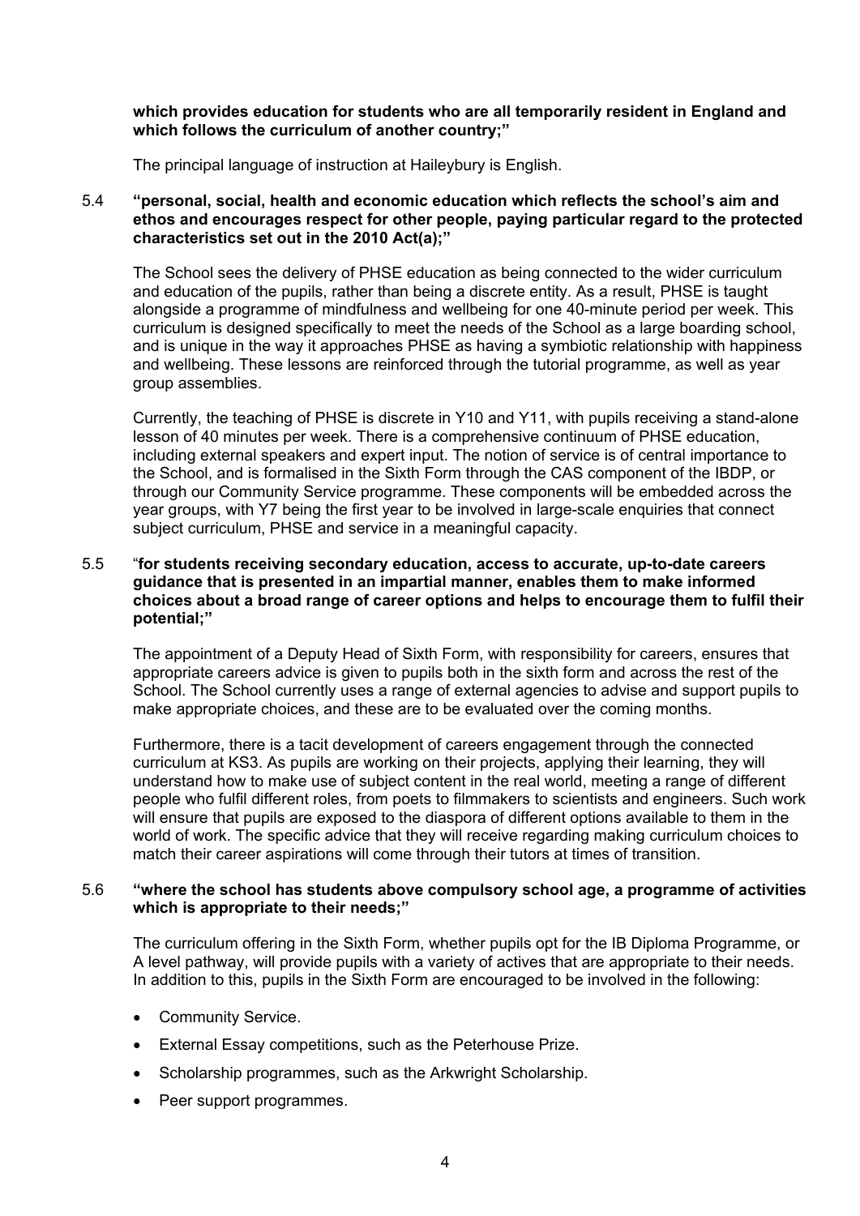**which provides education for students who are all temporarily resident in England and which follows the curriculum of another country;"**

The principal language of instruction at Haileybury is English.

5.4 **"personal, social, health and economic education which reflects the school's aim and ethos and encourages respect for other people, paying particular regard to the protected characteristics set out in the 2010 Act(a);"**

The School sees the delivery of PHSE education as being connected to the wider curriculum and education of the pupils, rather than being a discrete entity. As a result, PHSE is taught alongside a programme of mindfulness and wellbeing for one 40-minute period per week. This curriculum is designed specifically to meet the needs of the School as a large boarding school, and is unique in the way it approaches PHSE as having a symbiotic relationship with happiness and wellbeing. These lessons are reinforced through the tutorial programme, as well as year group assemblies.

Currently, the teaching of PHSE is discrete in Y10 and Y11, with pupils receiving a stand-alone lesson of 40 minutes per week. There is a comprehensive continuum of PHSE education, including external speakers and expert input. The notion of service is of central importance to the School, and is formalised in the Sixth Form through the CAS component of the IBDP, or through our Community Service programme. These components will be embedded across the year groups, with Y7 being the first year to be involved in large-scale enquiries that connect subject curriculum, PHSE and service in a meaningful capacity.

5.5 **"for students receiving secondary education, access to accurate, up-to-date careers guidance that is presented in an impartial manner, enables them to make informed choices about a broad range of career options and helps to encourage them to fulfil their potential;"**

The appointment of a Deputy Head of Sixth Form, with responsibility for careers, ensures that appropriate careers advice is given to pupils both in the sixth form and across the rest of the School. The School currently uses a range of external agencies to advise and support pupils to make appropriate choices, and these are to be evaluated over the coming months.

Furthermore, there is a tacit development of careers engagement through the connected curriculum at KS3. As pupils are working on their projects, applying their learning, they will understand how to make use of subject content in the real world, meeting a range of different people who fulfil different roles, from poets to filmmakers to scientists and engineers. Such work will ensure that pupils are exposed to the diaspora of different options available to them in the world of work. The specific advice that they will receive regarding making curriculum choices to match their career aspirations will come through their tutors at times of transition.

5.6 **"where the school has students above compulsory school age, a programme of activities which is appropriate to their needs;"**

The curriculum offering in the Sixth Form, whether pupils opt for the IB Diploma Programme, or A level pathway, will provide pupils with a variety of actives that are appropriate to their needs. In addition to this, pupils in the Sixth Form are encouraged to be involved in the following:

- Community Service.
- External Essay competitions, such as the Peterhouse Prize.
- Scholarship programmes, such as the Arkwright Scholarship.
- Peer support programmes.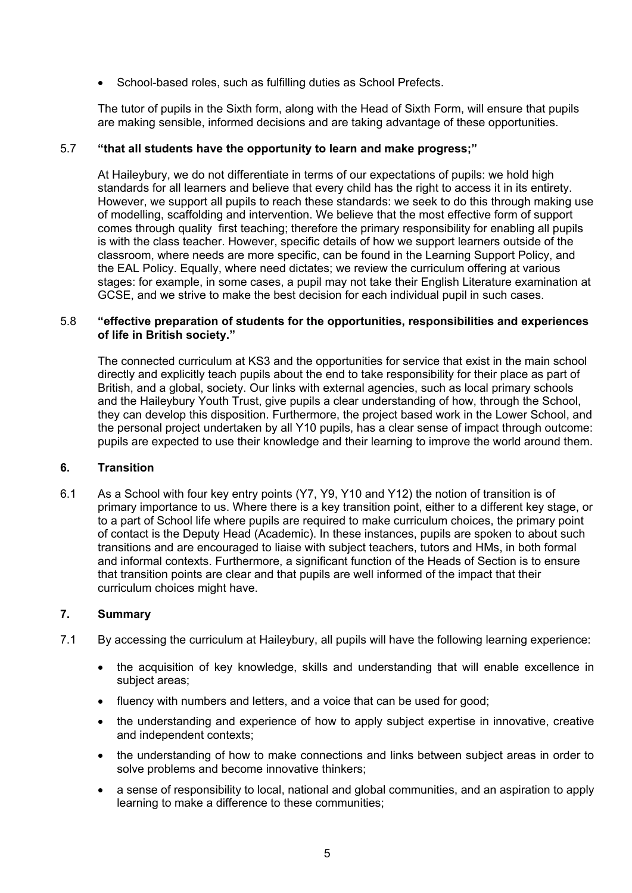- School-based roles, such as fulfilling duties as School Prefects.

The tutor of pupils in the Sixth form, along with the Head of Sixth Form, will ensure that pupils are making sensible, informed decisions and are taking advantage of these opportunities.

5.7 **"that all students have the opportunity to learn and make progress;"**

At Haileybury, we do not differentiate in terms of our expectations of pupils: we hold high standards for all learners and believe that every child has the right to access it in its entirety. However, we support all pupils to reach these standards: we seek to do this through making use of modelling, scaffolding and intervention. We believe that the most effective form of support comes through quality first teaching; therefore the primary responsibility for enabling all pupils is with the class teacher. However, specific details of how we support learners outside of the classroom, where needs are more specific, can be found in the Learning Support Policy, and the EAL Policy. Equally, where need dictates; we review the curriculum offering at various stages: for example, in some cases, a pupil may not take their English Literature examination at GCSE, and we strive to make the best decision for each individual pupil in such cases.

5.8 **"effective preparation of students for the opportunities, responsibilities and experiences of life in British society."**

The connected curriculum at KS3 and the opportunities for service that exist in the main school directly and explicitly teach pupils about the end to take responsibility for their place as part of British, and a global, society. Our links with external agencies, such as local primary schools and the Haileybury Youth Trust, give pupils a clear understanding of how, through the School, they can develop this disposition. Furthermore, the project based work in the Lower School, and the personal project undertaken by all Y10 pupils, has a clear sense of impact through outcome: pupils are expected to use their knowledge and their learning to improve the world around them.

## 6. Transition

6.1 As a School with four key entry points (Y7, Y9, Y10 and Y12) the notion of transition is of primary importance to us. Where there is a key transition point, either to a different key stage, or to a part of School life where pupils are required to make curriculum choices, the primary point of contact is the Deputy Head (Academic). In these instances, pupils are spoken to about such transitions and are encouraged to liaise with subject teachers, tutors and HMs, in both formal and informal contexts. Furthermore, a significant function of the Heads of Section is to ensure that transition points are clear and that pupils are well informed of the impact that their curriculum choices might have.

## 7. Summary

7.1 By accessing the curriculum at Haileybury, all pupils will have the following learning experience:

- the acquisition of key knowledge, skills and understanding that will enable excellence in subject areas;
- fluency with numbers and letters, and a voice that can be used for good;
- the understanding and experience of how to apply subject expertise in innovative, creative and independent contexts;
- the understanding of how to make connections and links between subject areas in order to solve problems and become innovative thinkers;
- a sense of responsibility to local, national and global communities, and an aspiration to apply learning to make a difference to these communities;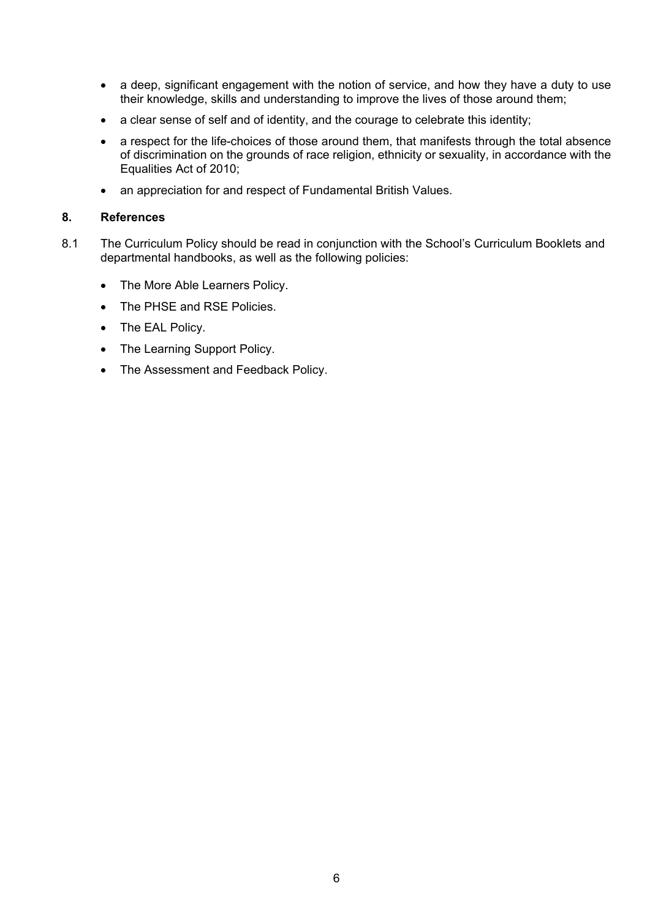- a deep, significant engagement with the notion of service, and how they have a duty to use their knowledge, skills and understanding to improve the lives of those around them;
- a clear sense of self and of identity, and the courage to celebrate this identity;
- a respect for the life-choices of those around them, that manifests through the total absence of discrimination on the grounds of race religion, ethnicity or sexuality, in accordance with the Equalities Act of 2010;
- an appreciation for and respect of Fundamental British Values.

## 8. References

8.1 The Curriculum Policy should be read in conjunction with the School's Curriculum Booklets and departmental handbooks, as well as the following policies:

- The More Able Learners Policy.
- The PHSE and RSE Policies.
- The EAL Policy.
- The Learning Support Policy.
- The Assessment and Feedback Policy.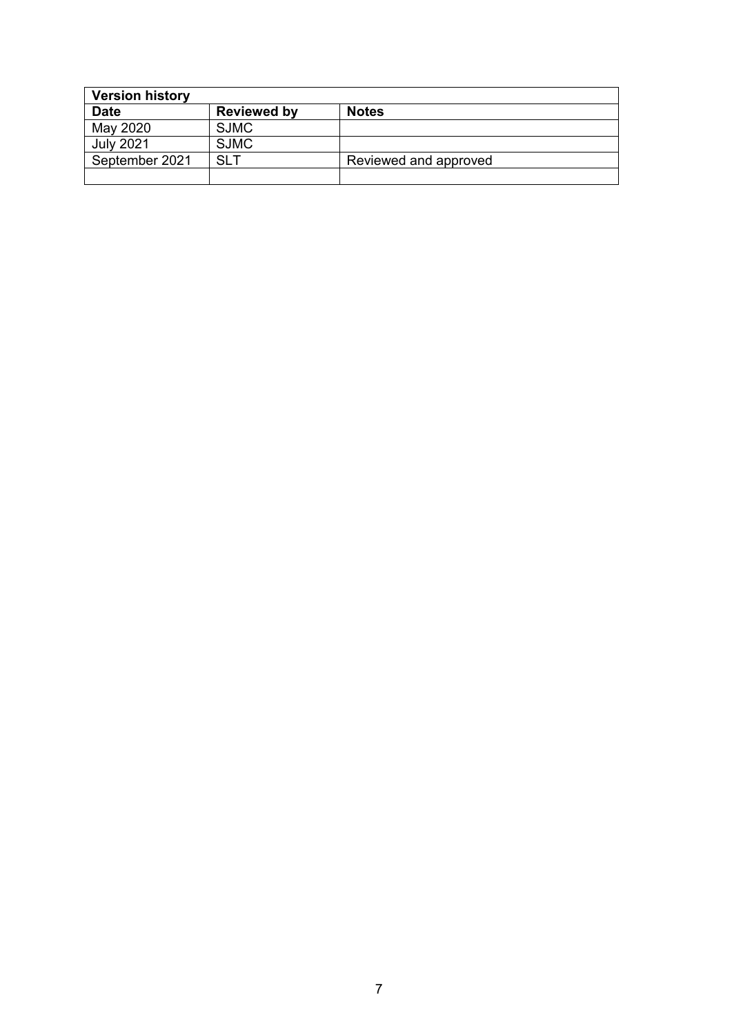| Version history | | |
| --- | --- | --- |
| **Date** | **Reviewed by** | **Notes** |
| May 2020 | SJMC | |
| July 2021 | SJMC | |
| September 2021 | SLT | Reviewed and approved |
| | | |